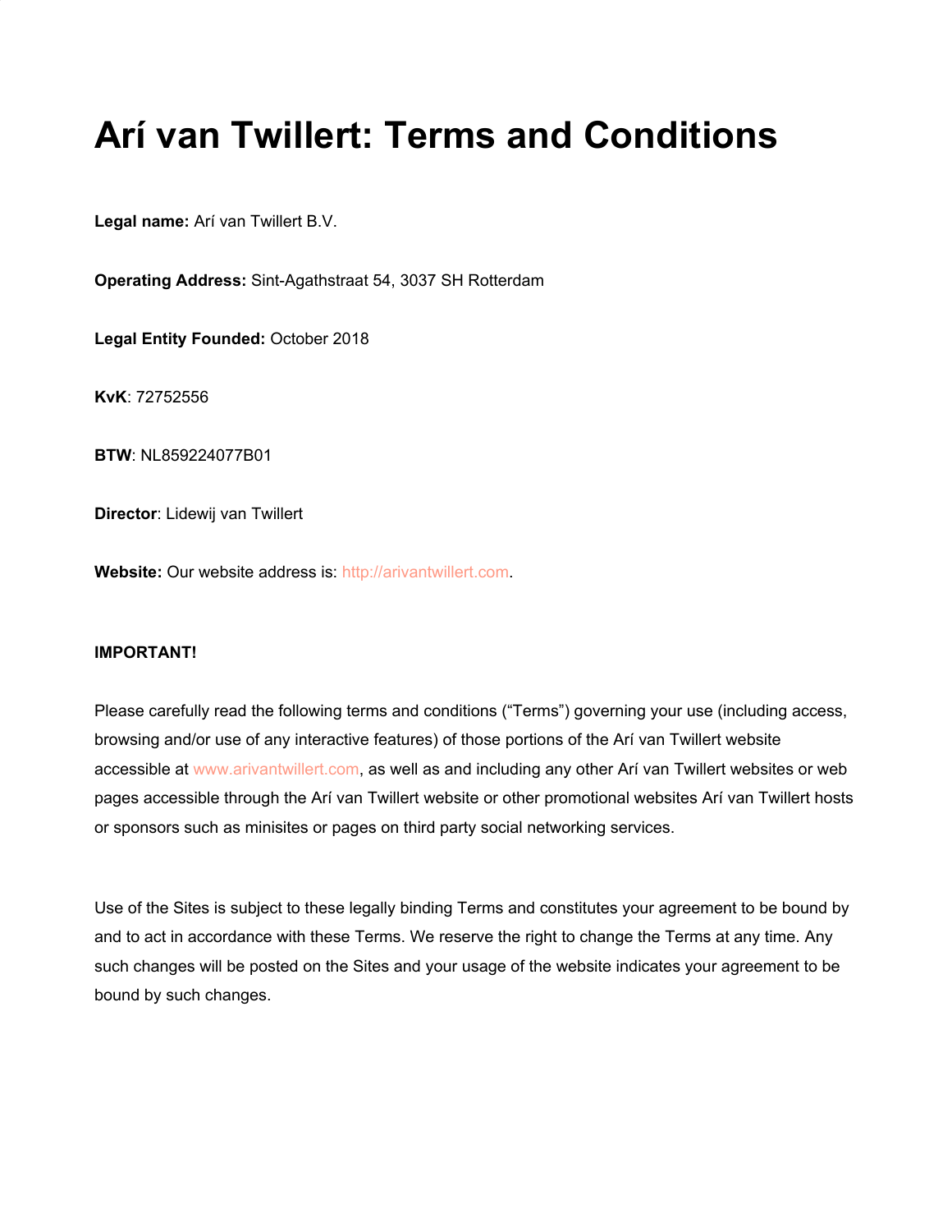# Arí van Twillert: Terms and Conditions

**Legal name:** Arí van Twillert B.V.

**Operating Address:** Sint-Agathstraat 54, 3037 SH Rotterdam

**Legal Entity Founded:** October 2018

**KvK**: 72752556

**BTW**: NL859224077B01

**Director**: Lidewij van Twillert

**Website:** Our website address is: http://arivantwillert.com.

**IMPORTANT!**

Please carefully read the following terms and conditions ("Terms") governing your use (including access, browsing and/or use of any interactive features) of those portions of the Arí van Twillert website accessible at www.arivantwillert.com, as well as and including any other Arí van Twillert websites or web pages accessible through the Arí van Twillert website or other promotional websites Arí van Twillert hosts or sponsors such as minisites or pages on third party social networking services.

Use of the Sites is subject to these legally binding Terms and constitutes your agreement to be bound by and to act in accordance with these Terms. We reserve the right to change the Terms at any time. Any such changes will be posted on the Sites and your usage of the website indicates your agreement to be bound by such changes.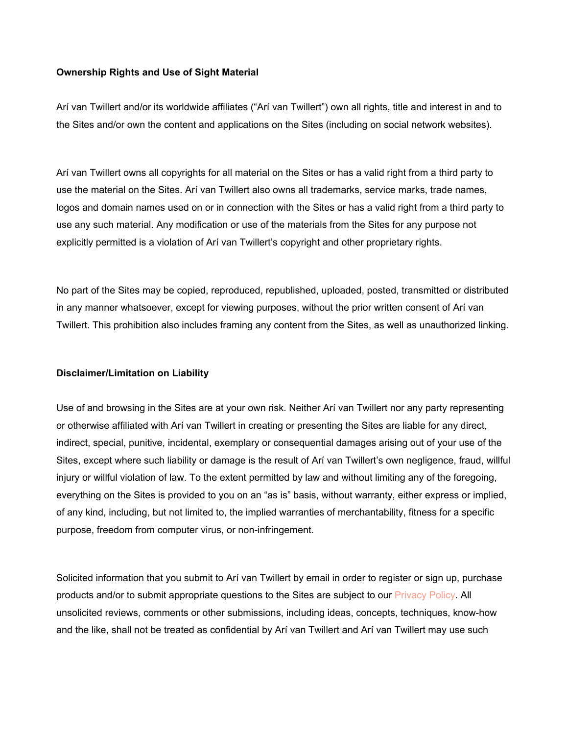**Ownership Rights and Use of Sight Material**

Arí van Twillert and/or its worldwide affiliates ("Arí van Twillert") own all rights, title and interest in and to the Sites and/or own the content and applications on the Sites (including on social network websites).

Arí van Twillert owns all copyrights for all material on the Sites or has a valid right from a third party to use the material on the Sites. Arí van Twillert also owns all trademarks, service marks, trade names, logos and domain names used on or in connection with the Sites or has a valid right from a third party to use any such material. Any modification or use of the materials from the Sites for any purpose not explicitly permitted is a violation of Arí van Twillert's copyright and other proprietary rights.

No part of the Sites may be copied, reproduced, republished, uploaded, posted, transmitted or distributed in any manner whatsoever, except for viewing purposes, without the prior written consent of Arí van Twillert. This prohibition also includes framing any content from the Sites, as well as unauthorized linking.

**Disclaimer/Limitation on Liability**

Use of and browsing in the Sites are at your own risk. Neither Arí van Twillert nor any party representing or otherwise affiliated with Arí van Twillert in creating or presenting the Sites are liable for any direct, indirect, special, punitive, incidental, exemplary or consequential damages arising out of your use of the Sites, except where such liability or damage is the result of Arí van Twillert's own negligence, fraud, willful injury or willful violation of law. To the extent permitted by law and without limiting any of the foregoing, everything on the Sites is provided to you on an "as is" basis, without warranty, either express or implied, of any kind, including, but not limited to, the implied warranties of merchantability, fitness for a specific purpose, freedom from computer virus, or non-infringement.

Solicited information that you submit to Arí van Twillert by email in order to register or sign up, purchase products and/or to submit appropriate questions to the Sites are subject to our Privacy Policy. All unsolicited reviews, comments or other submissions, including ideas, concepts, techniques, know-how and the like, shall not be treated as confidential by Arí van Twillert and Arí van Twillert may use such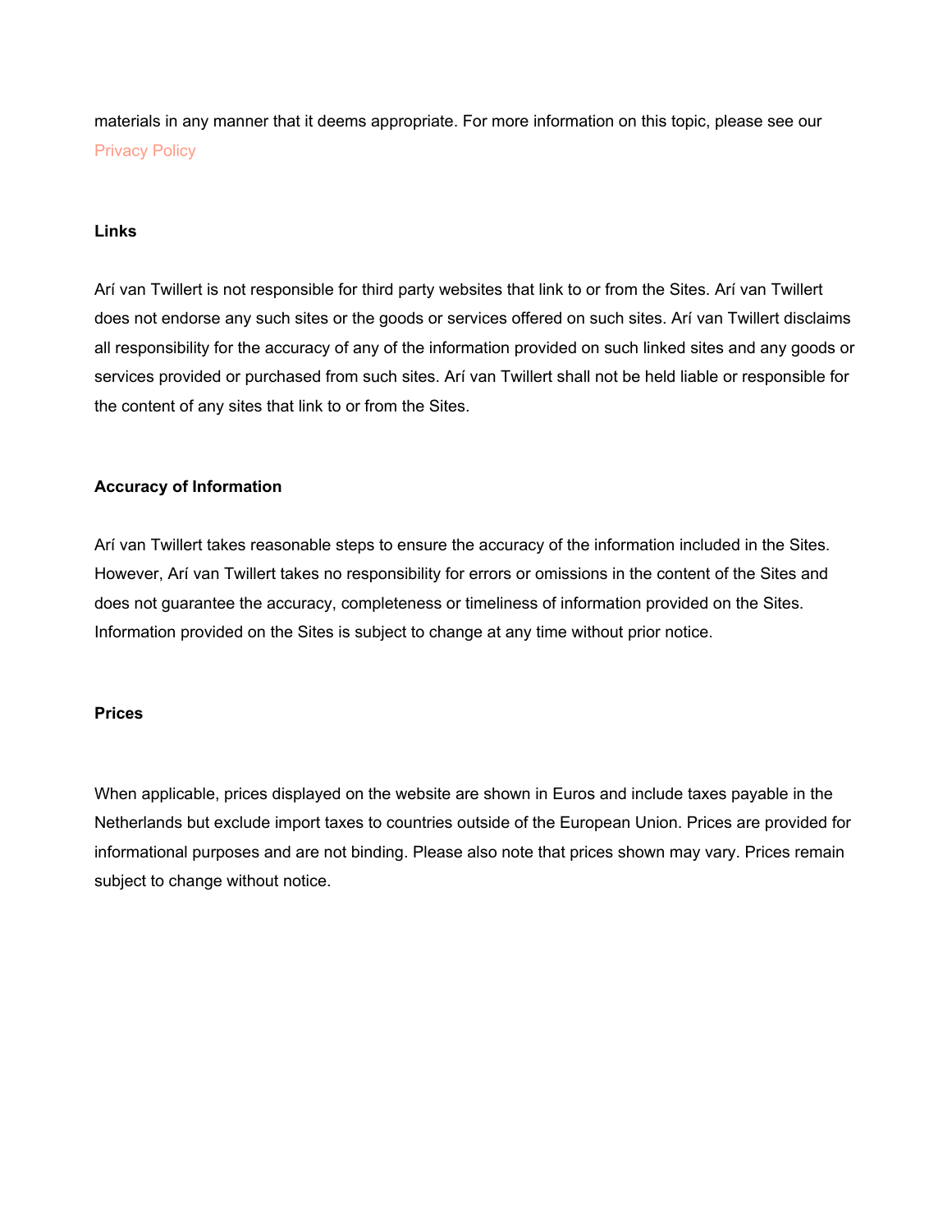materials in any manner that it deems appropriate. For more information on this topic, please see our Privacy Policy

**Links**

Arí van Twillert is not responsible for third party websites that link to or from the Sites. Arí van Twillert does not endorse any such sites or the goods or services offered on such sites. Arí van Twillert disclaims all responsibility for the accuracy of any of the information provided on such linked sites and any goods or services provided or purchased from such sites. Arí van Twillert shall not be held liable or responsible for the content of any sites that link to or from the Sites.

**Accuracy of Information**

Arí van Twillert takes reasonable steps to ensure the accuracy of the information included in the Sites. However, Arí van Twillert takes no responsibility for errors or omissions in the content of the Sites and does not guarantee the accuracy, completeness or timeliness of information provided on the Sites. Information provided on the Sites is subject to change at any time without prior notice.

**Prices**

When applicable, prices displayed on the website are shown in Euros and include taxes payable in the Netherlands but exclude import taxes to countries outside of the European Union. Prices are provided for informational purposes and are not binding. Please also note that prices shown may vary. Prices remain subject to change without notice.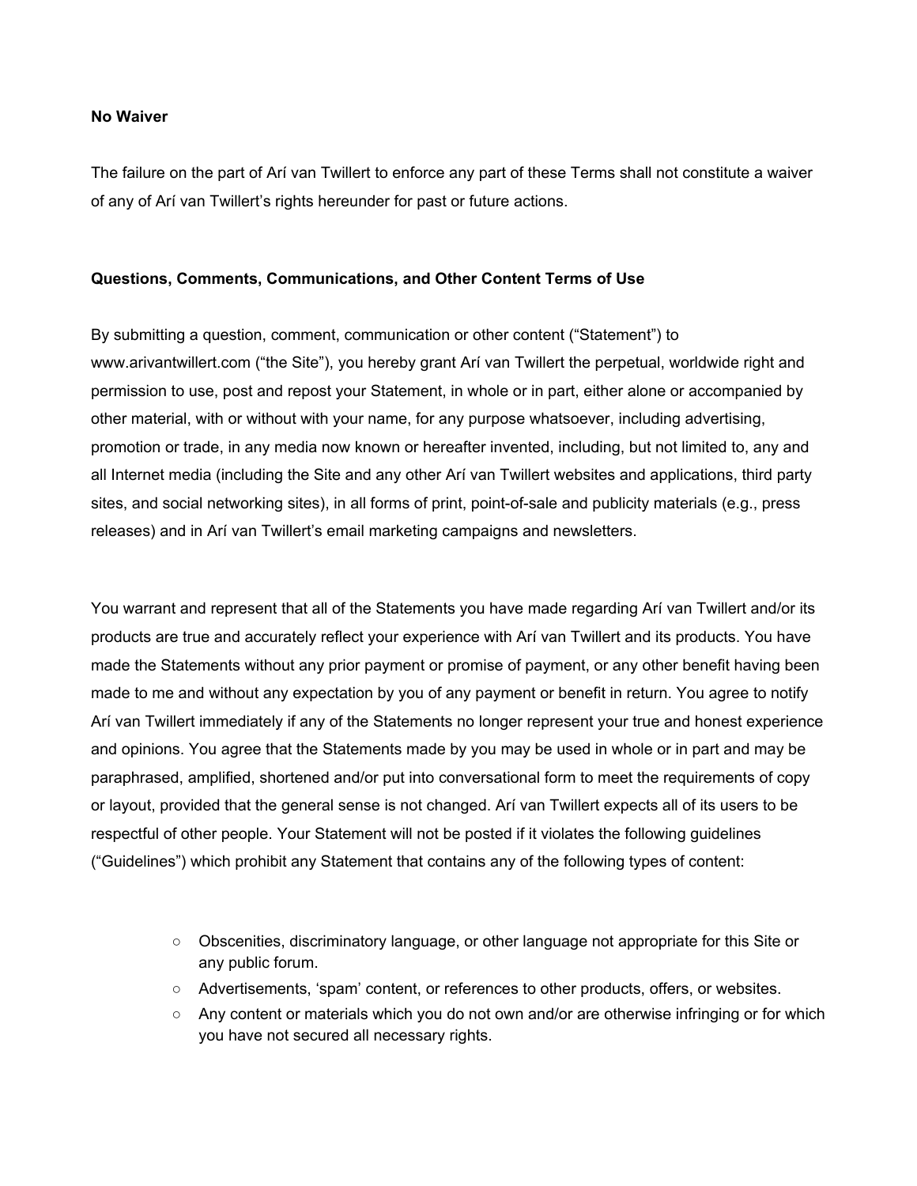**No Waiver**

The failure on the part of Arí van Twillert to enforce any part of these Terms shall not constitute a waiver of any of Arí van Twillert's rights hereunder for past or future actions.

**Questions, Comments, Communications, and Other Content Terms of Use**

By submitting a question, comment, communication or other content ("Statement") to www.arivantwillert.com ("the Site"), you hereby grant Arí van Twillert the perpetual, worldwide right and permission to use, post and repost your Statement, in whole or in part, either alone or accompanied by other material, with or without with your name, for any purpose whatsoever, including advertising, promotion or trade, in any media now known or hereafter invented, including, but not limited to, any and all Internet media (including the Site and any other Arí van Twillert websites and applications, third party sites, and social networking sites), in all forms of print, point-of-sale and publicity materials (e.g., press releases) and in Arí van Twillert's email marketing campaigns and newsletters.

You warrant and represent that all of the Statements you have made regarding Arí van Twillert and/or its products are true and accurately reflect your experience with Arí van Twillert and its products. You have made the Statements without any prior payment or promise of payment, or any other benefit having been made to me and without any expectation by you of any payment or benefit in return. You agree to notify Arí van Twillert immediately if any of the Statements no longer represent your true and honest experience and opinions. You agree that the Statements made by you may be used in whole or in part and may be paraphrased, amplified, shortened and/or put into conversational form to meet the requirements of copy or layout, provided that the general sense is not changed. Arí van Twillert expects all of its users to be respectful of other people. Your Statement will not be posted if it violates the following guidelines ("Guidelines") which prohibit any Statement that contains any of the following types of content:

- Obscenities, discriminatory language, or other language not appropriate for this Site or any public forum.
- Advertisements, 'spam' content, or references to other products, offers, or websites.
- Any content or materials which you do not own and/or are otherwise infringing or for which you have not secured all necessary rights.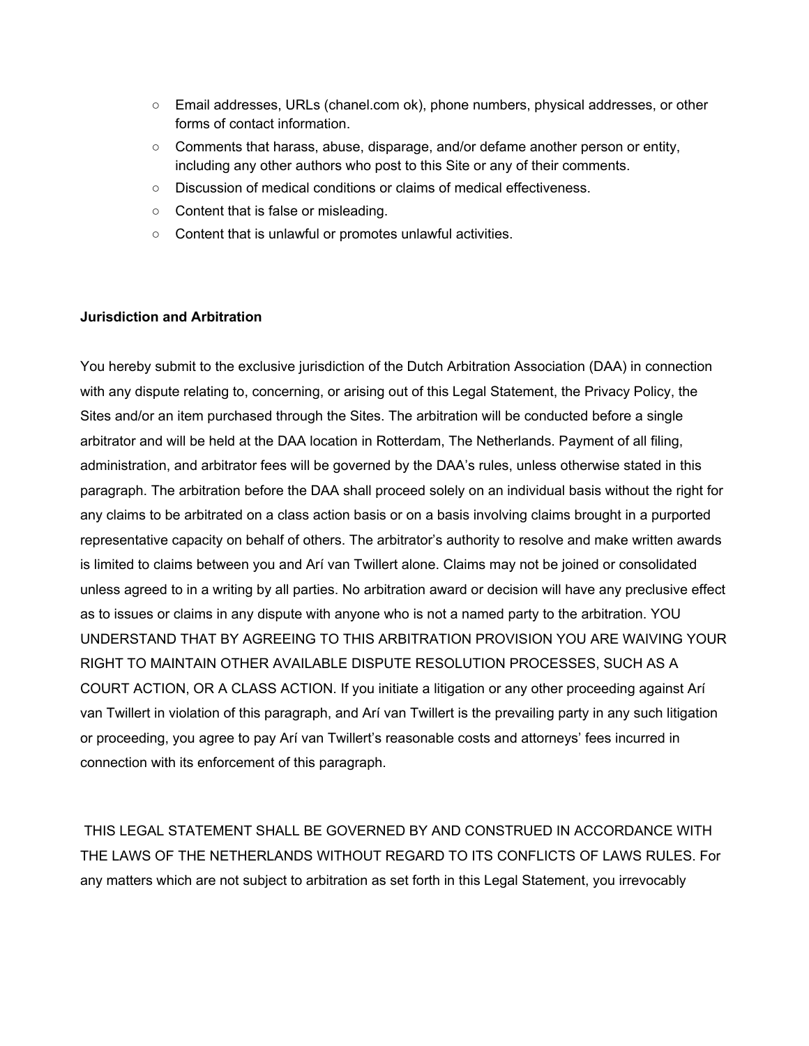- Email addresses, URLs (chanel.com ok), phone numbers, physical addresses, or other forms of contact information.
- Comments that harass, abuse, disparage, and/or defame another person or entity, including any other authors who post to this Site or any of their comments.
- Discussion of medical conditions or claims of medical effectiveness.
- Content that is false or misleading.
- Content that is unlawful or promotes unlawful activities.

**Jurisdiction and Arbitration**

You hereby submit to the exclusive jurisdiction of the Dutch Arbitration Association (DAA) in connection with any dispute relating to, concerning, or arising out of this Legal Statement, the Privacy Policy, the Sites and/or an item purchased through the Sites. The arbitration will be conducted before a single arbitrator and will be held at the DAA location in Rotterdam, The Netherlands. Payment of all filing, administration, and arbitrator fees will be governed by the DAA's rules, unless otherwise stated in this paragraph. The arbitration before the DAA shall proceed solely on an individual basis without the right for any claims to be arbitrated on a class action basis or on a basis involving claims brought in a purported representative capacity on behalf of others. The arbitrator's authority to resolve and make written awards is limited to claims between you and Arí van Twillert alone. Claims may not be joined or consolidated unless agreed to in a writing by all parties. No arbitration award or decision will have any preclusive effect as to issues or claims in any dispute with anyone who is not a named party to the arbitration. YOU UNDERSTAND THAT BY AGREEING TO THIS ARBITRATION PROVISION YOU ARE WAIVING YOUR RIGHT TO MAINTAIN OTHER AVAILABLE DISPUTE RESOLUTION PROCESSES, SUCH AS A COURT ACTION, OR A CLASS ACTION. If you initiate a litigation or any other proceeding against Arí van Twillert in violation of this paragraph, and Arí van Twillert is the prevailing party in any such litigation or proceeding, you agree to pay Arí van Twillert's reasonable costs and attorneys' fees incurred in connection with its enforcement of this paragraph.

THIS LEGAL STATEMENT SHALL BE GOVERNED BY AND CONSTRUED IN ACCORDANCE WITH THE LAWS OF THE NETHERLANDS WITHOUT REGARD TO ITS CONFLICTS OF LAWS RULES. For any matters which are not subject to arbitration as set forth in this Legal Statement, you irrevocably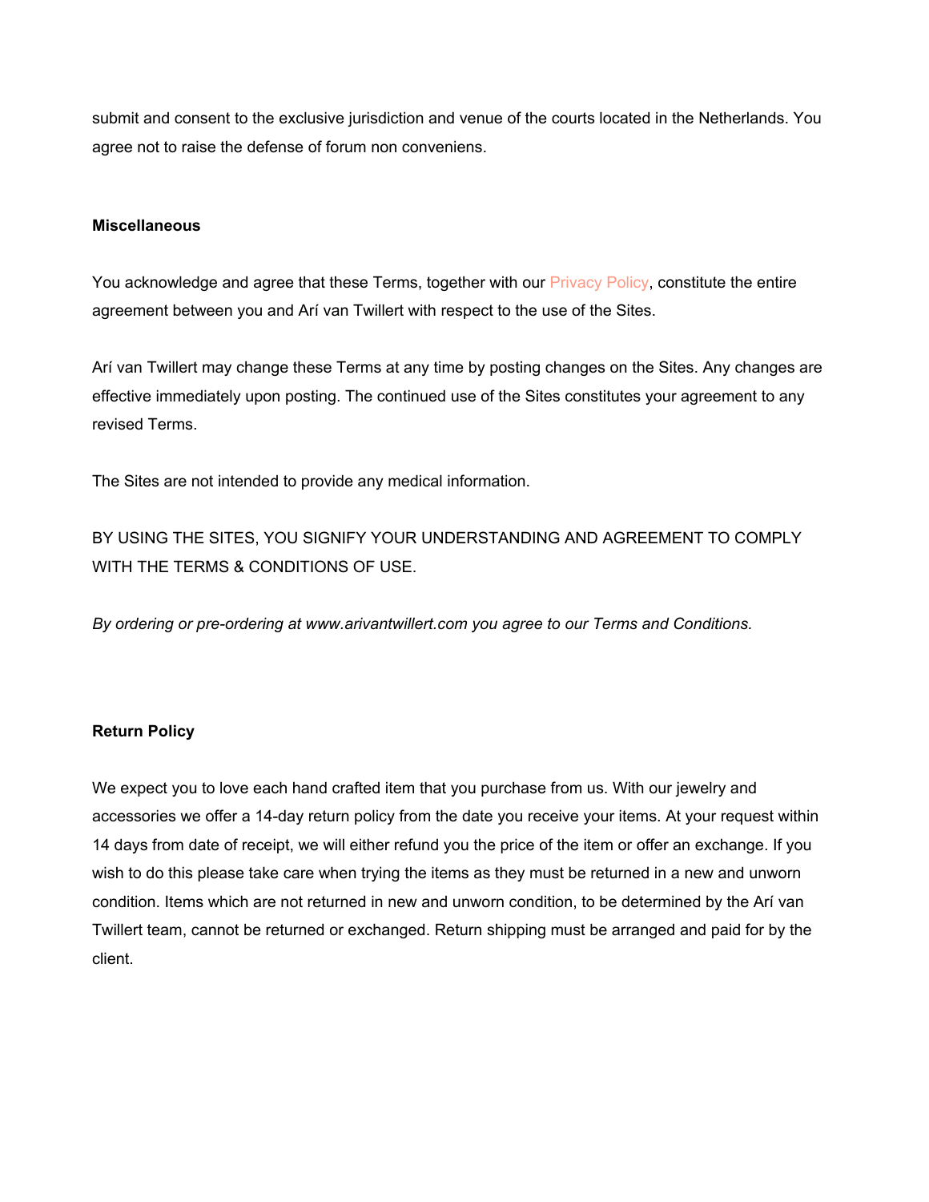submit and consent to the exclusive jurisdiction and venue of the courts located in the Netherlands. You agree not to raise the defense of forum non conveniens.

**Miscellaneous**

You acknowledge and agree that these Terms, together with our Privacy Policy, constitute the entire agreement between you and Arí van Twillert with respect to the use of the Sites.

Arí van Twillert may change these Terms at any time by posting changes on the Sites. Any changes are effective immediately upon posting. The continued use of the Sites constitutes your agreement to any revised Terms.

The Sites are not intended to provide any medical information.

BY USING THE SITES, YOU SIGNIFY YOUR UNDERSTANDING AND AGREEMENT TO COMPLY WITH THE TERMS & CONDITIONS OF USE.

*By ordering or pre-ordering at www.arivantwillert.com you agree to our Terms and Conditions.*

**Return Policy**

We expect you to love each hand crafted item that you purchase from us. With our jewelry and accessories we offer a 14-day return policy from the date you receive your items. At your request within 14 days from date of receipt, we will either refund you the price of the item or offer an exchange. If you wish to do this please take care when trying the items as they must be returned in a new and unworn condition. Items which are not returned in new and unworn condition, to be determined by the Arí van Twillert team, cannot be returned or exchanged. Return shipping must be arranged and paid for by the client.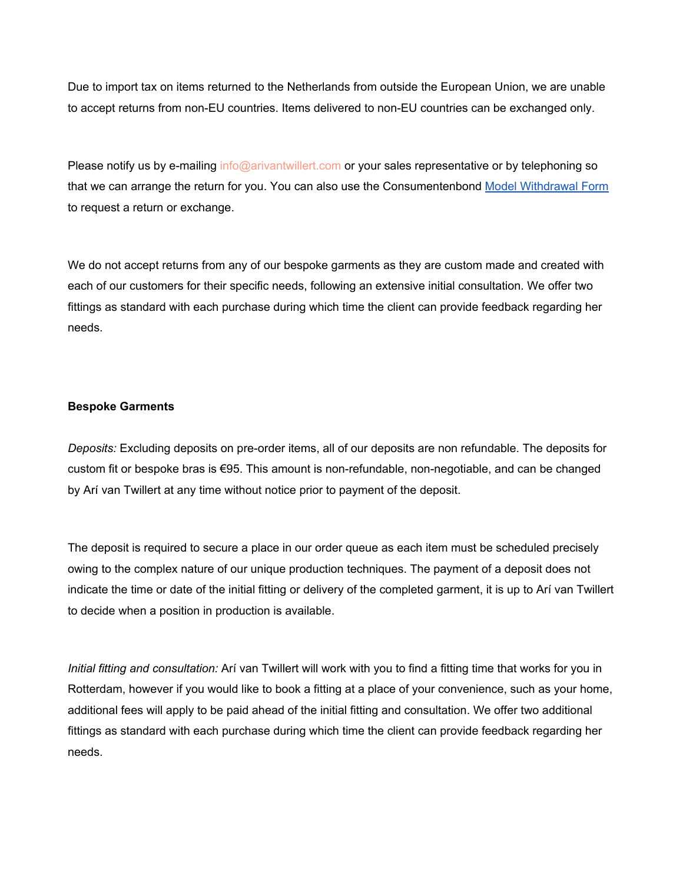Due to import tax on items returned to the Netherlands from outside the European Union, we are unable to accept returns from non-EU countries. Items delivered to non-EU countries can be exchanged only.

Please notify us by e-mailing info@arivantwillert.com or your sales representative or by telephoning so that we can arrange the return for you. You can also use the Consumentenbond Model Withdrawal Form to request a return or exchange.

We do not accept returns from any of our bespoke garments as they are custom made and created with each of our customers for their specific needs, following an extensive initial consultation. We offer two fittings as standard with each purchase during which time the client can provide feedback regarding her needs.

**Bespoke Garments**

*Deposits:* Excluding deposits on pre-order items, all of our deposits are non refundable. The deposits for custom fit or bespoke bras is €95. This amount is non-refundable, non-negotiable, and can be changed by Arí van Twillert at any time without notice prior to payment of the deposit.

The deposit is required to secure a place in our order queue as each item must be scheduled precisely owing to the complex nature of our unique production techniques. The payment of a deposit does not indicate the time or date of the initial fitting or delivery of the completed garment, it is up to Arí van Twillert to decide when a position in production is available.

*Initial fitting and consultation:* Arí van Twillert will work with you to find a fitting time that works for you in Rotterdam, however if you would like to book a fitting at a place of your convenience, such as your home, additional fees will apply to be paid ahead of the initial fitting and consultation. We offer two additional fittings as standard with each purchase during which time the client can provide feedback regarding her needs.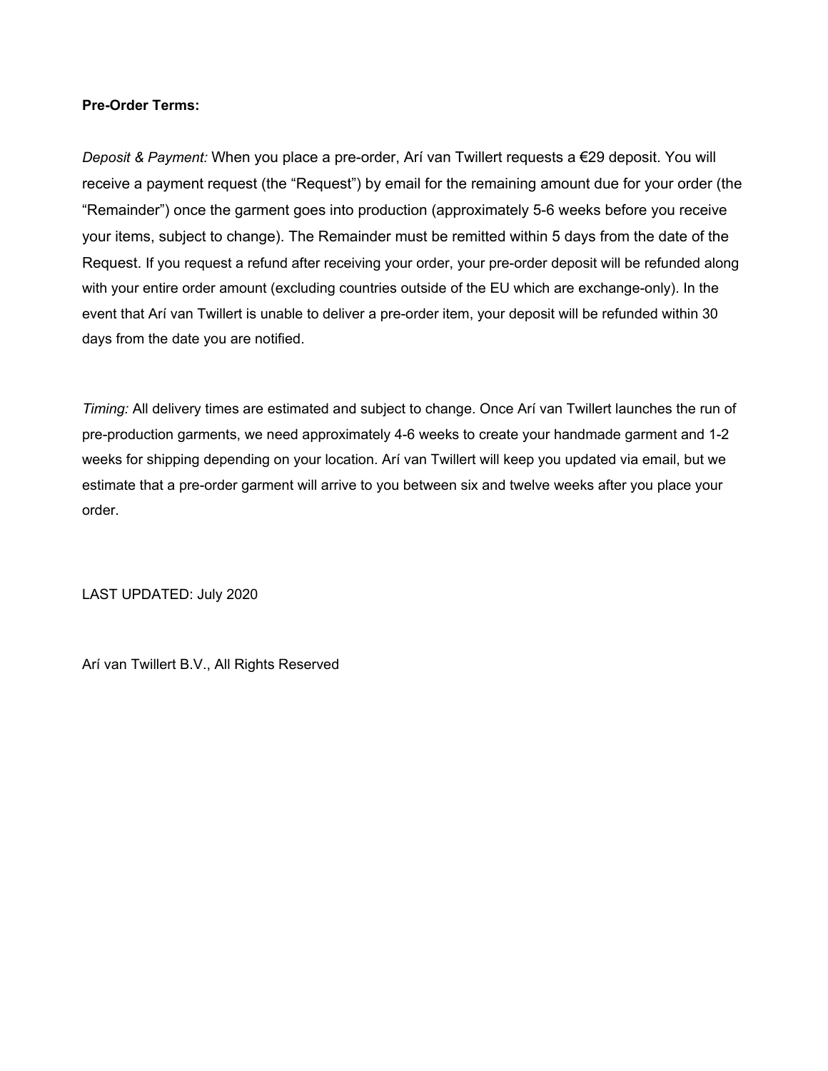**Pre-Order Terms:**

*Deposit & Payment:* When you place a pre-order, Arí van Twillert requests a €29 deposit. You will receive a payment request (the "Request") by email for the remaining amount due for your order (the "Remainder") once the garment goes into production (approximately 5-6 weeks before you receive your items, subject to change). The Remainder must be remitted within 5 days from the date of the Request. If you request a refund after receiving your order, your pre-order deposit will be refunded along with your entire order amount (excluding countries outside of the EU which are exchange-only). In the event that Arí van Twillert is unable to deliver a pre-order item, your deposit will be refunded within 30 days from the date you are notified.

*Timing:* All delivery times are estimated and subject to change. Once Arí van Twillert launches the run of pre-production garments, we need approximately 4-6 weeks to create your handmade garment and 1-2 weeks for shipping depending on your location. Arí van Twillert will keep you updated via email, but we estimate that a pre-order garment will arrive to you between six and twelve weeks after you place your order.

LAST UPDATED: July 2020

Arí van Twillert B.V., All Rights Reserved